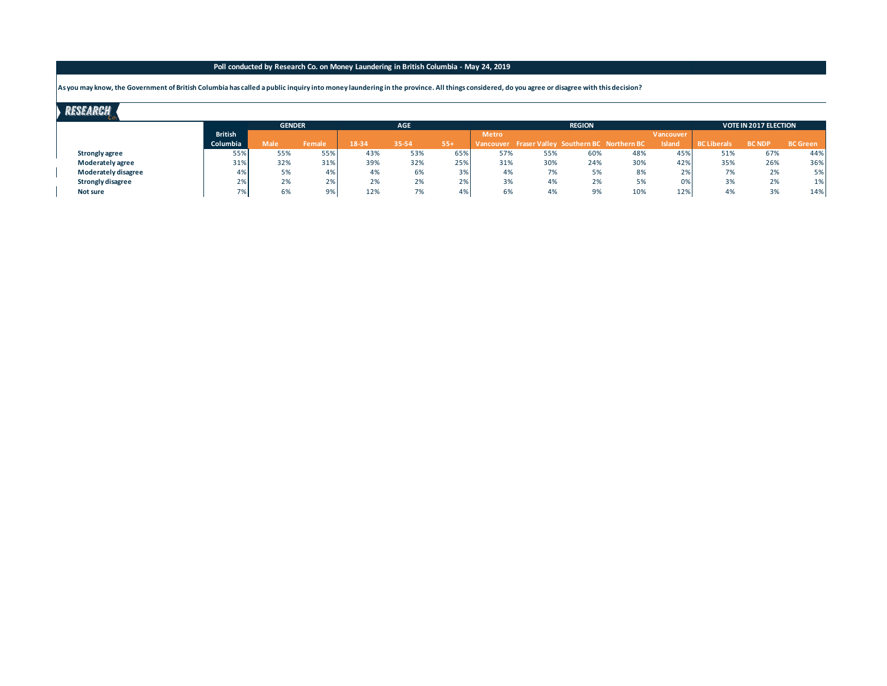**Poll conducted by Research Co. on Money Laundering in British Columbia - May 24, 2019**

**As you may know, the Government of British Columbia has called a public inquiry into money laundering in the province. All things considered, do you agree or disagree with this decision?**

RESEARCH Co.

| | British Columbia | GENDER | | AGE | | | REGION | | | | | VOTE IN 2017 ELECTION | | |
|---|---|---|---|---|---|---|---|---|---|---|---|---|---|---|
| | | Male | Female | 18-34 | 35-54 | 55+ | Metro Vancouver | Fraser Valley | Southern BC | Northern BC | Vancouver Island | BC Liberals | BC NDP | BC Green |
| **Strongly agree** | 55% | 55% | 55% | 43% | 53% | 65% | 57% | 55% | 60% | 48% | 45% | 51% | 67% | 44% |
| **Moderately agree** | 31% | 32% | 31% | 39% | 32% | 25% | 31% | 30% | 24% | 30% | 42% | 35% | 26% | 36% |
| **Moderately disagree** | 4% | 5% | 4% | 4% | 6% | 3% | 4% | 7% | 5% | 8% | 2% | 7% | 2% | 5% |
| **Strongly disagree** | 2% | 2% | 2% | 2% | 2% | 2% | 3% | 4% | 2% | 5% | 0% | 3% | 2% | 1% |
| **Not sure** | 7% | 6% | 9% | 12% | 7% | 4% | 6% | 4% | 9% | 10% | 12% | 4% | 3% | 14% |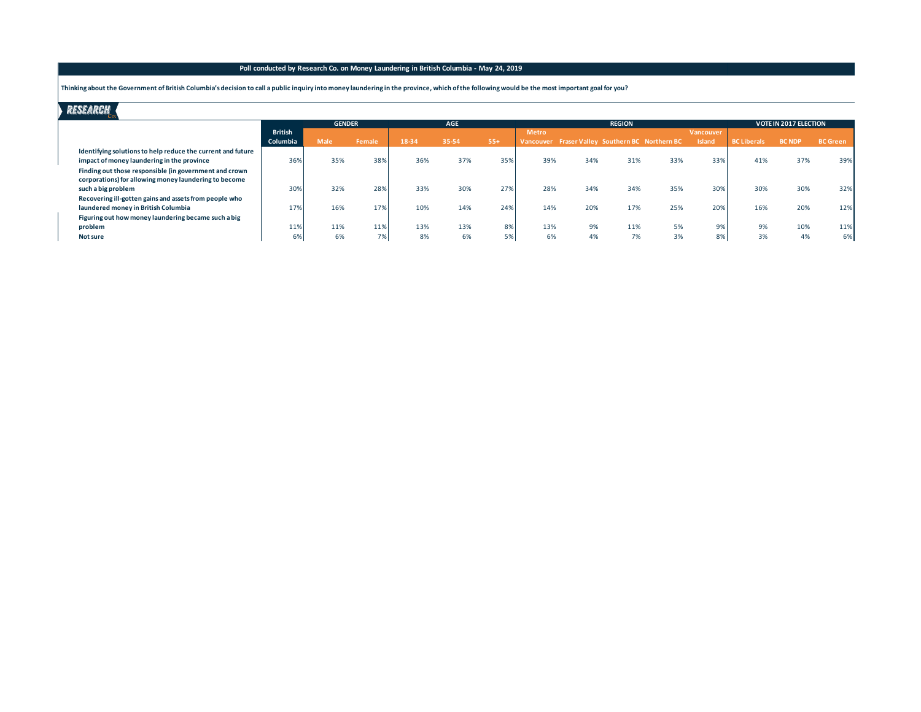**Poll conducted by Research Co. on Money Laundering in British Columbia - May 24, 2019**

**Thinking about the Government of British Columbia's decision to call a public inquiry into money laundering in the province, which of the following would be the most important goal for you?**

| | British Columbia | GENDER | | AGE | | | REGION | | | | | VOTE IN 2017 ELECTION | | |
|---|---|---|---|---|---|---|---|---|---|---|---|---|---|---|
| | | Male | Female | 18-34 | 35-54 | 55+ | Metro Vancouver | Fraser Valley | Southern BC | Northern BC | Vancouver Island | BC Liberals | BC NDP | BC Green |
| **Identifying solutions to help reduce the current and future impact of money laundering in the province** | 36% | 35% | 38% | 36% | 37% | 35% | 39% | 34% | 31% | 33% | 33% | 41% | 37% | 39% |
| **Finding out those responsible (in government and crown corporations) for allowing money laundering to become such a big problem** | 30% | 32% | 28% | 33% | 30% | 27% | 28% | 34% | 34% | 35% | 30% | 30% | 30% | 32% |
| **Recovering ill-gotten gains and assets from people who laundered money in British Columbia** | 17% | 16% | 17% | 10% | 14% | 24% | 14% | 20% | 17% | 25% | 20% | 16% | 20% | 12% |
| **Figuring out how money laundering became such a big problem** | 11% | 11% | 11% | 13% | 13% | 8% | 13% | 9% | 11% | 5% | 9% | 9% | 10% | 11% |
| **Not sure** | 6% | 6% | 7% | 8% | 6% | 5% | 6% | 4% | 7% | 3% | 8% | 3% | 4% | 6% |